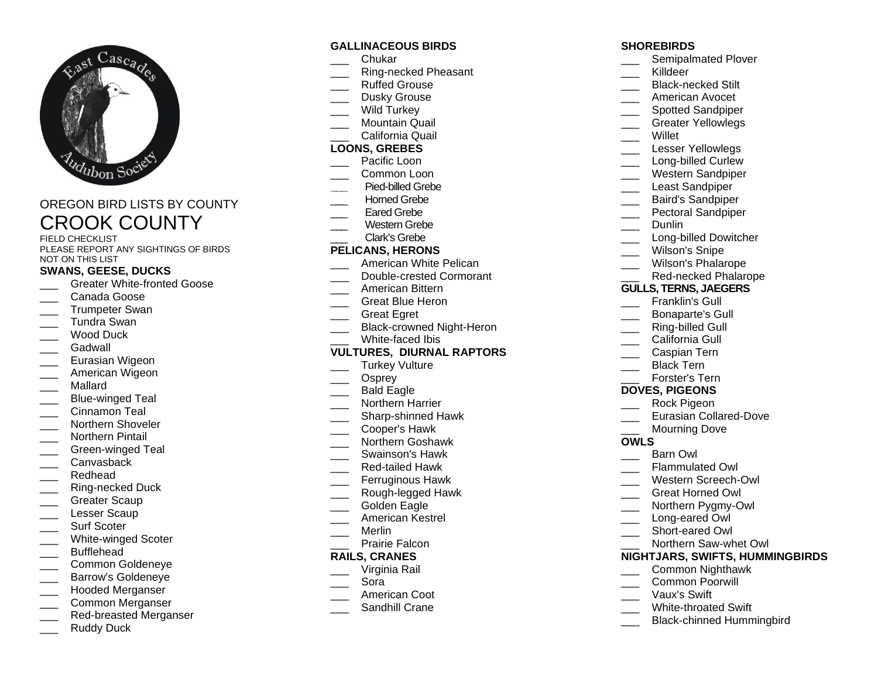OREGON BIRD LISTS BY COUNTY

# CROOK COUNTY

FIELD CHECKLIST
PLEASE REPORT ANY SIGHTINGS OF BIRDS NOT ON THIS LIST

## SWANS, GEESE, DUCKS

- ___ Greater White-fronted Goose
- ___ Canada Goose
- ___ Trumpeter Swan
- ___ Tundra Swan
- ___ Wood Duck
- ___ Gadwall
- ___ Eurasian Wigeon
- ___ American Wigeon
- ___ Mallard
- ___ Blue-winged Teal
- ___ Cinnamon Teal
- ___ Northern Shoveler
- ___ Northern Pintail
- ___ Green-winged Teal
- ___ Canvasback
- ___ Redhead
- ___ Ring-necked Duck
- ___ Greater Scaup
- ___ Lesser Scaup
- ___ Surf Scoter
- ___ White-winged Scoter
- ___ Bufflehead
- ___ Common Goldeneye
- ___ Barrow's Goldeneye
- ___ Hooded Merganser
- ___ Common Merganser
- ___ Red-breasted Merganser
- ___ Ruddy Duck

## GALLINACEOUS BIRDS

- ___ Chukar
- ___ Ring-necked Pheasant
- ___ Ruffed Grouse
- ___ Dusky Grouse
- ___ Wild Turkey
- ___ Mountain Quail
- ___ California Quail

## LOONS, GREBES

- ___ Pacific Loon
- ___ Common Loon
- ___ Pied-billed Grebe
- ___ Horned Grebe
- ___ Eared Grebe
- ___ Western Grebe
- ___ Clark's Grebe

## PELICANS, HERONS

- ___ American White Pelican
- ___ Double-crested Cormorant
- ___ American Bittern
- ___ Great Blue Heron
- ___ Great Egret
- ___ Black-crowned Night-Heron
- ___ White-faced Ibis

## VULTURES, DIURNAL RAPTORS

- ___ Turkey Vulture
- ___ Osprey
- ___ Bald Eagle
- ___ Northern Harrier
- ___ Sharp-shinned Hawk
- ___ Cooper's Hawk
- ___ Northern Goshawk
- ___ Swainson's Hawk
- ___ Red-tailed Hawk
- ___ Ferruginous Hawk
- ___ Rough-legged Hawk
- ___ Golden Eagle
- ___ American Kestrel
- ___ Merlin
- ___ Prairie Falcon

## RAILS, CRANES

- ___ Virginia Rail
- ___ Sora
- ___ American Coot
- ___ Sandhill Crane

## SHOREBIRDS

- ___ Semipalmated Plover
- ___ Killdeer
- ___ Black-necked Stilt
- ___ American Avocet
- ___ Spotted Sandpiper
- ___ Greater Yellowlegs
- ___ Willet
- ___ Lesser Yellowlegs
- ___ Long-billed Curlew
- ___ Western Sandpiper
- ___ Least Sandpiper
- ___ Baird's Sandpiper
- ___ Pectoral Sandpiper
- ___ Dunlin
- ___ Long-billed Dowitcher
- ___ Wilson's Snipe
- ___ Wilson's Phalarope
- ___ Red-necked Phalarope

## GULLS, TERNS, JAEGERS

- ___ Franklin's Gull
- ___ Bonaparte's Gull
- ___ Ring-billed Gull
- ___ California Gull
- ___ Caspian Tern
- ___ Black Tern
- ___ Forster's Tern

## DOVES, PIGEONS

- ___ Rock Pigeon
- ___ Eurasian Collared-Dove
- ___ Mourning Dove

## OWLS

- ___ Barn Owl
- ___ Flammulated Owl
- ___ Western Screech-Owl
- ___ Great Horned Owl
- ___ Northern Pygmy-Owl
- ___ Long-eared Owl
- ___ Short-eared Owl
- ___ Northern Saw-whet Owl

## NIGHTJARS, SWIFTS, HUMMINGBIRDS

- ___ Common Nighthawk
- ___ Common Poorwill
- ___ Vaux's Swift
- ___ White-throated Swift
- ___ Black-chinned Hummingbird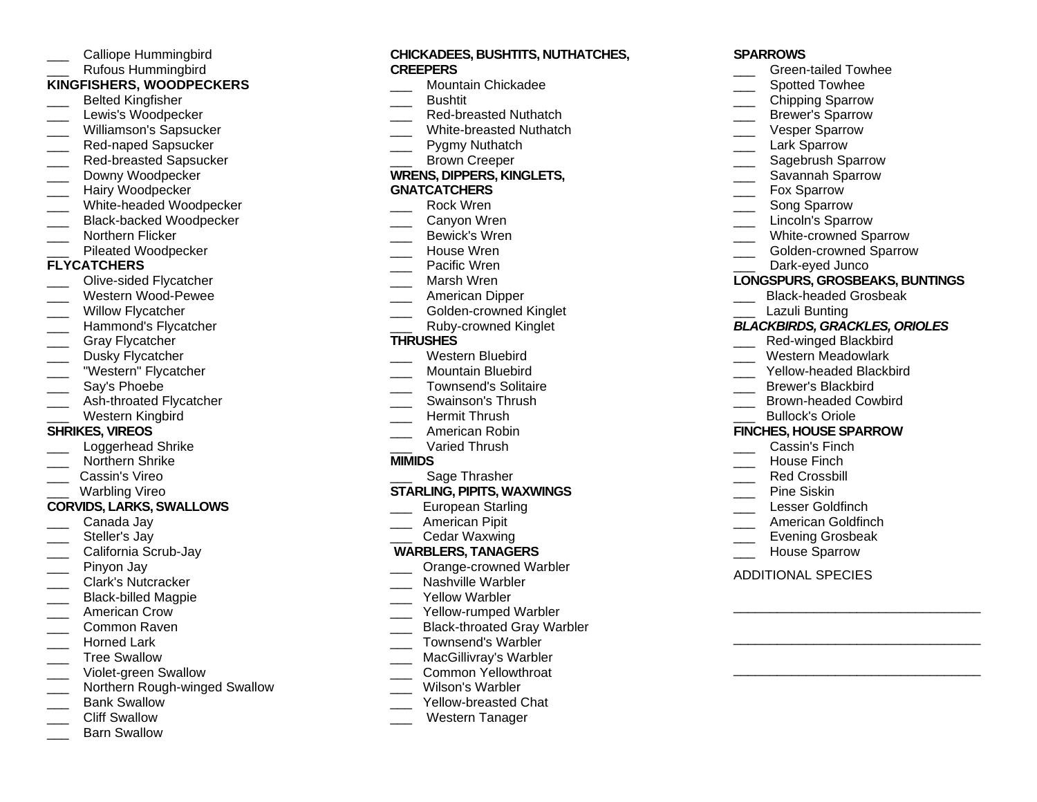___ Calliope Hummingbird
___ Rufous Hummingbird

**KINGFISHERS, WOODPECKERS**

___ Belted Kingfisher
___ Lewis's Woodpecker
___ Williamson's Sapsucker
___ Red-naped Sapsucker
___ Red-breasted Sapsucker
___ Downy Woodpecker
___ Hairy Woodpecker
___ White-headed Woodpecker
___ Black-backed Woodpecker
___ Northern Flicker
___ Pileated Woodpecker

**FLYCATCHERS**

___ Olive-sided Flycatcher
___ Western Wood-Pewee
___ Willow Flycatcher
___ Hammond's Flycatcher
___ Gray Flycatcher
___ Dusky Flycatcher
___ "Western" Flycatcher
___ Say's Phoebe
___ Ash-throated Flycatcher
___ Western Kingbird

**SHRIKES, VIREOS**

___ Loggerhead Shrike
___ Northern Shrike
___ Cassin's Vireo
___ Warbling Vireo

**CORVIDS, LARKS, SWALLOWS**

___ Canada Jay
___ Steller's Jay
___ California Scrub-Jay
___ Pinyon Jay
___ Clark's Nutcracker
___ Black-billed Magpie
___ American Crow
___ Common Raven
___ Horned Lark
___ Tree Swallow
___ Violet-green Swallow
___ Northern Rough-winged Swallow
___ Bank Swallow
___ Cliff Swallow
___ Barn Swallow

**CHICKADEES, BUSHTITS, NUTHATCHES, CREEPERS**

___ Mountain Chickadee
___ Bushtit
___ Red-breasted Nuthatch
___ White-breasted Nuthatch
___ Pygmy Nuthatch
___ Brown Creeper

**WRENS, DIPPERS, KINGLETS, GNATCATCHERS**

___ Rock Wren
___ Canyon Wren
___ Bewick's Wren
___ House Wren
___ Pacific Wren
___ Marsh Wren
___ American Dipper
___ Golden-crowned Kinglet
___ Ruby-crowned Kinglet

**THRUSHES**

___ Western Bluebird
___ Mountain Bluebird
___ Townsend's Solitaire
___ Swainson's Thrush
___ Hermit Thrush
___ American Robin
___ Varied Thrush

**MIMIDS**

___ Sage Thrasher

**STARLING, PIPITS, WAXWINGS**

___ European Starling
___ American Pipit
___ Cedar Waxwing

**WARBLERS, TANAGERS**

___ Orange-crowned Warbler
___ Nashville Warbler
___ Yellow Warbler
___ Yellow-rumped Warbler
___ Black-throated Gray Warbler
___ Townsend's Warbler
___ MacGillivray's Warbler
___ Common Yellowthroat
___ Wilson's Warbler
___ Yellow-breasted Chat
___ Western Tanager

**SPARROWS**

___ Green-tailed Towhee
___ Spotted Towhee
___ Chipping Sparrow
___ Brewer's Sparrow
___ Vesper Sparrow
___ Lark Sparrow
___ Sagebrush Sparrow
___ Savannah Sparrow
___ Fox Sparrow
___ Song Sparrow
___ Lincoln's Sparrow
___ White-crowned Sparrow
___ Golden-crowned Sparrow
___ Dark-eyed Junco

**LONGSPURS, GROSBEAKS, BUNTINGS**

___ Black-headed Grosbeak
___ Lazuli Bunting

***BLACKBIRDS, GRACKLES, ORIOLES***

___ Red-winged Blackbird
___ Western Meadowlark
___ Yellow-headed Blackbird
___ Brewer's Blackbird
___ Brown-headed Cowbird
___ Bullock's Oriole

**FINCHES, HOUSE SPARROW**

___ Cassin's Finch
___ House Finch
___ Red Crossbill
___ Pine Siskin
___ Lesser Goldfinch
___ American Goldfinch
___ Evening Grosbeak
___ House Sparrow

ADDITIONAL SPECIES

________________________________

________________________________

________________________________